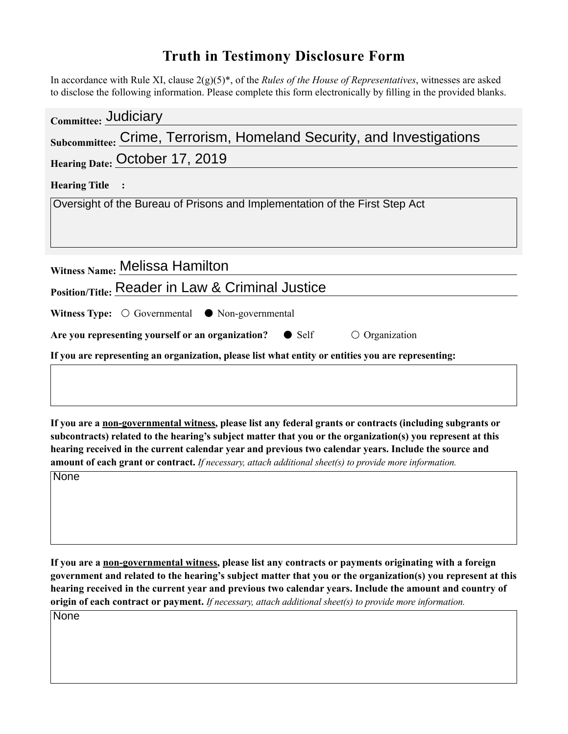# Truth in Testimony Disclosure Form

In accordance with Rule XI, clause 2(g)(5)*, of the *Rules of the House of Representatives*, witnesses are asked to disclose the following information. Please complete this form electronically by filling in the provided blanks.

**Committee:** Judiciary

**Subcommittee:** Crime, Terrorism, Homeland Security, and Investigations

**Hearing Date:** October 17, 2019

**Hearing Title :**

Oversight of the Bureau of Prisons and Implementation of the First Step Act

**Witness Name:** Melissa Hamilton

**Position/Title:** Reader in Law & Criminal Justice

**Witness Type:** ○ Governmental ● Non-governmental

**Are you representing yourself or an organization?** ● Self ○ Organization

**If you are representing an organization, please list what entity or entities you are representing:**

**If you are a non-governmental witness, please list any federal grants or contracts (including subgrants or subcontracts) related to the hearing's subject matter that you or the organization(s) you represent at this hearing received in the current calendar year and previous two calendar years. Include the source and amount of each grant or contract.** *If necessary, attach additional sheet(s) to provide more information.*

None

**If you are a non-governmental witness, please list any contracts or payments originating with a foreign government and related to the hearing's subject matter that you or the organization(s) you represent at this hearing received in the current year and previous two calendar years. Include the amount and country of origin of each contract or payment.** *If necessary, attach additional sheet(s) to provide more information.*

None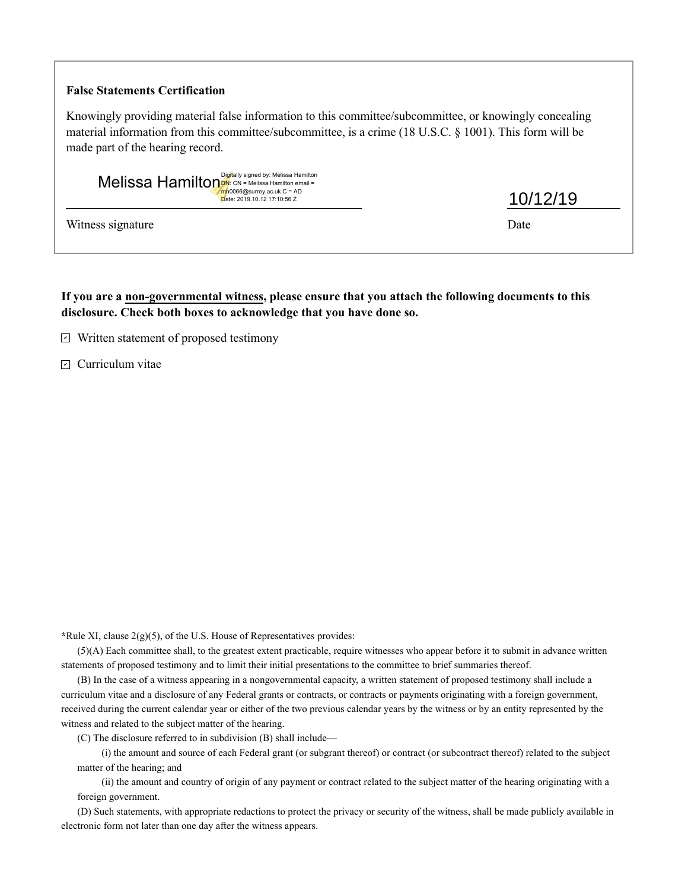**False Statements Certification**

Knowingly providing material false information to this committee/subcommittee, or knowingly concealing material information from this committee/subcommittee, is a crime (18 U.S.C. § 1001). This form will be made part of the hearing record.

Melissa Hamilton Digitally signed by: Melissa Hamilton DN: CN = Melissa Hamilton email = mh0066@surrey.ac.uk C = AD Date: 2019.10.12 17:10:56 Z

Witness signature

10/12/19

Date

**If you are a non-governmental witness, please ensure that you attach the following documents to this disclosure. Check both boxes to acknowledge that you have done so.**

- [x] Written statement of proposed testimony
- [x] Curriculum vitae

**\***Rule XI, clause 2(g)(5), of the U.S. House of Representatives provides:

(5)(A) Each committee shall, to the greatest extent practicable, require witnesses who appear before it to submit in advance written statements of proposed testimony and to limit their initial presentations to the committee to brief summaries thereof.

(B) In the case of a witness appearing in a nongovernmental capacity, a written statement of proposed testimony shall include a curriculum vitae and a disclosure of any Federal grants or contracts, or contracts or payments originating with a foreign government, received during the current calendar year or either of the two previous calendar years by the witness or by an entity represented by the witness and related to the subject matter of the hearing.

(C) The disclosure referred to in subdivision (B) shall include—

(i) the amount and source of each Federal grant (or subgrant thereof) or contract (or subcontract thereof) related to the subject matter of the hearing; and

(ii) the amount and country of origin of any payment or contract related to the subject matter of the hearing originating with a foreign government.

(D) Such statements, with appropriate redactions to protect the privacy or security of the witness, shall be made publicly available in electronic form not later than one day after the witness appears.